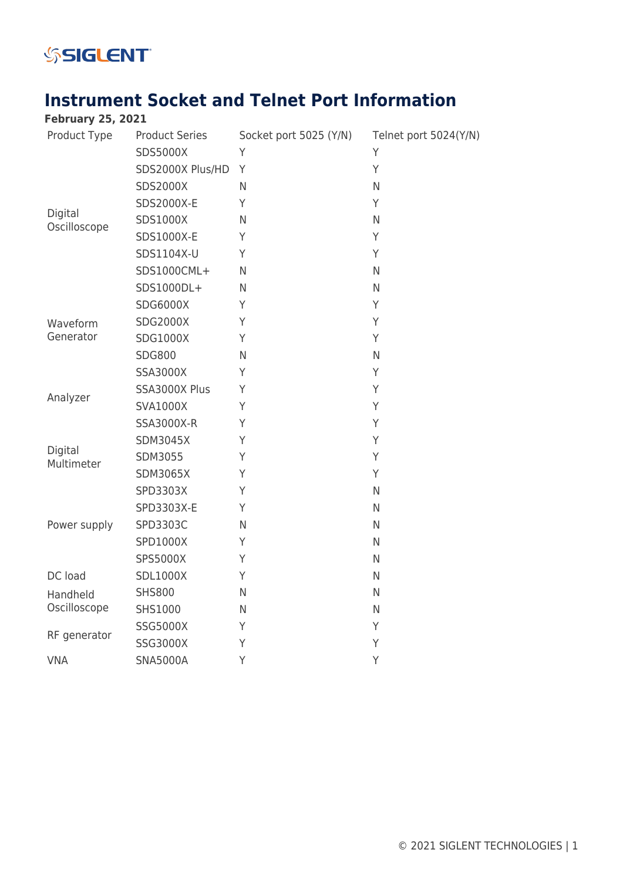# Instrument Socket and Telnet Port Information

**February 25, 2021**

| Product Type | Product Series | Socket port 5025 (Y/N) | Telnet port 5024(Y/N) |
|---|---|---|---|
| Digital Oscilloscope | SDS5000X | Y | Y |
| | SDS2000X Plus/HD | Y | Y |
| | SDS2000X | N | N |
| | SDS2000X-E | Y | Y |
| | SDS1000X | N | N |
| | SDS1000X-E | Y | Y |
| | SDS1104X-U | Y | Y |
| | SDS1000CML+ | N | N |
| | SDS1000DL+ | N | N |
| Waveform Generator | SDG6000X | Y | Y |
| | SDG2000X | Y | Y |
| | SDG1000X | Y | Y |
| | SDG800 | N | N |
| Analyzer | SSA3000X | Y | Y |
| | SSA3000X Plus | Y | Y |
| | SVA1000X | Y | Y |
| | SSA3000X-R | Y | Y |
| Digital Multimeter | SDM3045X | Y | Y |
| | SDM3055 | Y | Y |
| | SDM3065X | Y | Y |
| Power supply | SPD3303X | Y | N |
| | SPD3303X-E | Y | N |
| | SPD3303C | N | N |
| | SPD1000X | Y | N |
| | SPS5000X | Y | N |
| DC load | SDL1000X | Y | N |
| Handheld Oscilloscope | SHS800 | N | N |
| | SHS1000 | N | N |
| RF generator | SSG5000X | Y | Y |
| | SSG3000X | Y | Y |
| VNA | SNA5000A | Y | Y |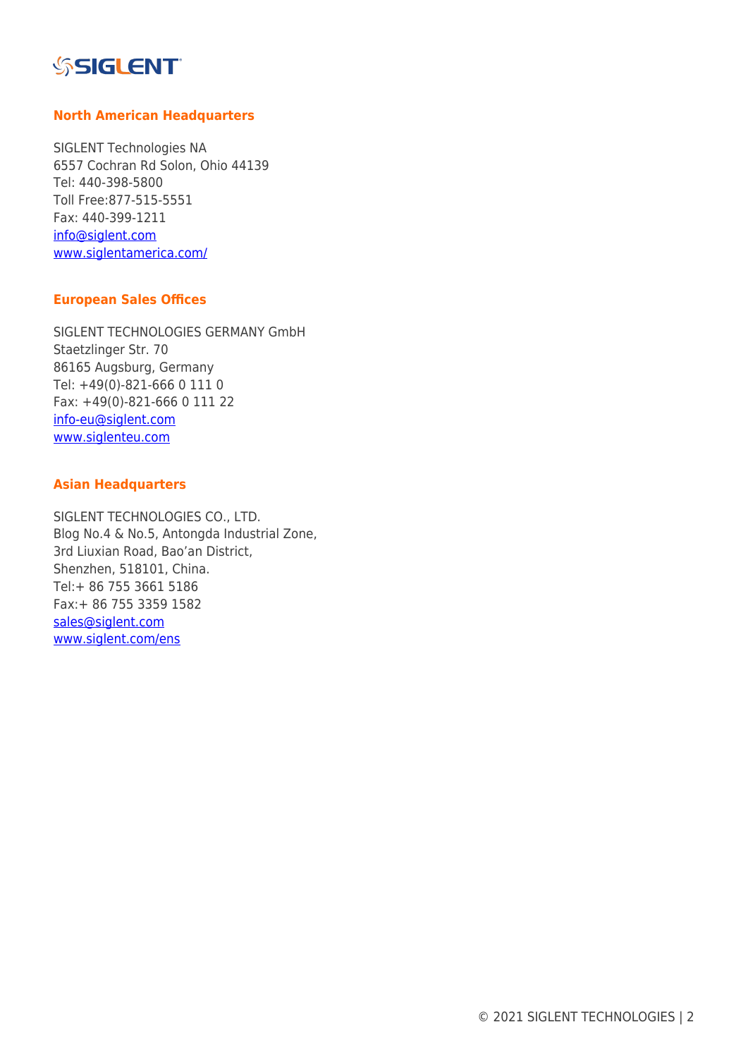**North American Headquarters**

SIGLENT Technologies NA
6557 Cochran Rd Solon, Ohio 44139
Tel: 440-398-5800
Toll Free:877-515-5551
Fax: 440-399-1211
info@siglent.com
www.siglentamerica.com/

**European Sales Offices**

SIGLENT TECHNOLOGIES GERMANY GmbH
Staetzlinger Str. 70
86165 Augsburg, Germany
Tel: +49(0)-821-666 0 111 0
Fax: +49(0)-821-666 0 111 22
info-eu@siglent.com
www.siglenteu.com

**Asian Headquarters**

SIGLENT TECHNOLOGIES CO., LTD.
Blog No.4 & No.5, Antongda Industrial Zone,
3rd Liuxian Road, Bao'an District,
Shenzhen, 518101, China.
Tel:+ 86 755 3661 5186
Fax:+ 86 755 3359 1582
sales@siglent.com
www.siglent.com/ens